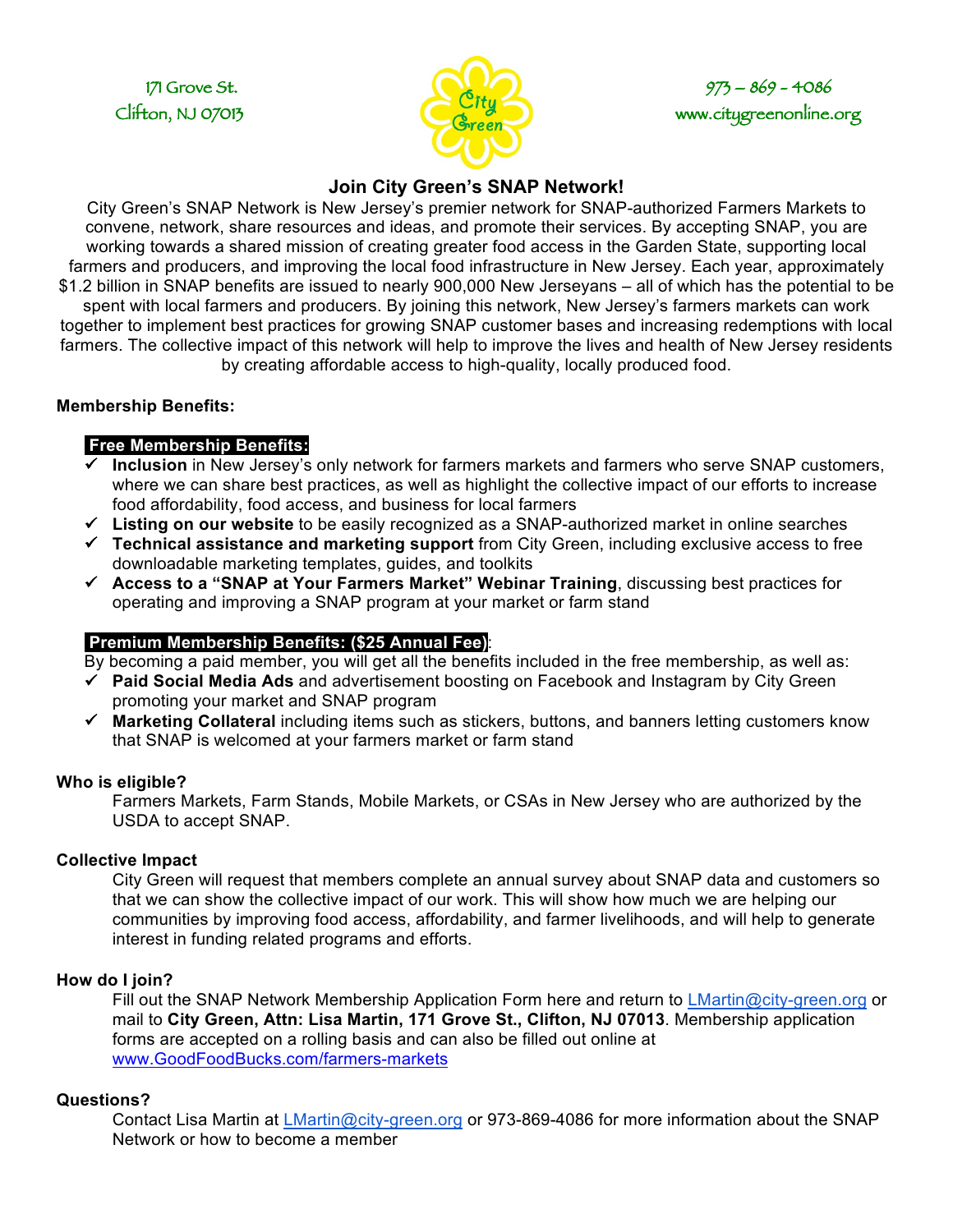171 Grove St.
Clifton, NJ 07013

City Green

973 – 869 - 4086
www.citygreenonline.org

## Join City Green's SNAP Network!

City Green's SNAP Network is New Jersey's premier network for SNAP-authorized Farmers Markets to convene, network, share resources and ideas, and promote their services. By accepting SNAP, you are working towards a shared mission of creating greater food access in the Garden State, supporting local farmers and producers, and improving the local food infrastructure in New Jersey. Each year, approximately $1.2 billion in SNAP benefits are issued to nearly 900,000 New Jerseyans – all of which has the potential to be spent with local farmers and producers. By joining this network, New Jersey's farmers markets can work together to implement best practices for growing SNAP customer bases and increasing redemptions with local farmers. The collective impact of this network will help to improve the lives and health of New Jersey residents by creating affordable access to high-quality, locally produced food.

### Membership Benefits:

**Free Membership Benefits:**

- ✓ **Inclusion** in New Jersey's only network for farmers markets and farmers who serve SNAP customers, where we can share best practices, as well as highlight the collective impact of our efforts to increase food affordability, food access, and business for local farmers
- ✓ **Listing on our website** to be easily recognized as a SNAP-authorized market in online searches
- ✓ **Technical assistance and marketing support** from City Green, including exclusive access to free downloadable marketing templates, guides, and toolkits
- ✓ **Access to a "SNAP at Your Farmers Market" Webinar Training**, discussing best practices for operating and improving a SNAP program at your market or farm stand

**Premium Membership Benefits: ($25 Annual Fee)**:

By becoming a paid member, you will get all the benefits included in the free membership, as well as:

- ✓ **Paid Social Media Ads** and advertisement boosting on Facebook and Instagram by City Green promoting your market and SNAP program
- ✓ **Marketing Collateral** including items such as stickers, buttons, and banners letting customers know that SNAP is welcomed at your farmers market or farm stand

### Who is eligible?

Farmers Markets, Farm Stands, Mobile Markets, or CSAs in New Jersey who are authorized by the USDA to accept SNAP.

### Collective Impact

City Green will request that members complete an annual survey about SNAP data and customers so that we can show the collective impact of our work. This will show how much we are helping our communities by improving food access, affordability, and farmer livelihoods, and will help to generate interest in funding related programs and efforts.

### How do I join?

Fill out the SNAP Network Membership Application Form here and return to LMartin@city-green.org or mail to **City Green, Attn: Lisa Martin, 171 Grove St., Clifton, NJ 07013**. Membership application forms are accepted on a rolling basis and can also be filled out online at www.GoodFoodBucks.com/farmers-markets

### Questions?

Contact Lisa Martin at LMartin@city-green.org or 973-869-4086 for more information about the SNAP Network or how to become a member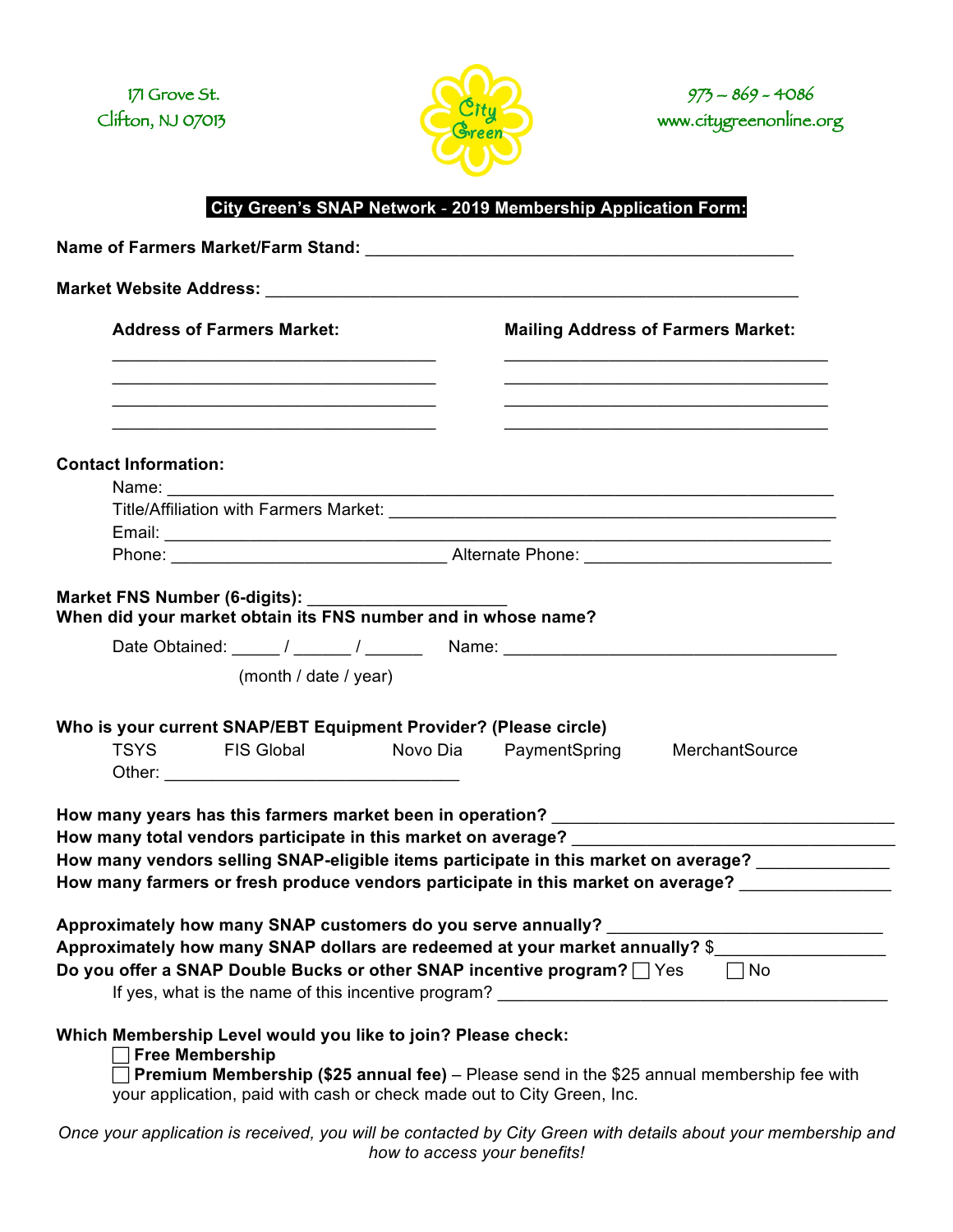171 Grove St.
Clifton, NJ 07013

City Green

973 – 869 - 4086
www.citygreenonline.org

## City Green's SNAP Network - 2019 Membership Application Form:

**Name of Farmers Market/Farm Stand:** _______________________________________________

**Market Website Address:** _______________________________________________

**Address of Farmers Market:**

_________________________________
_________________________________
_________________________________
_________________________________

**Mailing Address of Farmers Market:**

_________________________________
_________________________________
_________________________________
_________________________________

**Contact Information:**

Name: _______________________________________________
Title/Affiliation with Farmers Market: _______________________________________________
Email: _______________________________________________
Phone: ___________________________ Alternate Phone: _______________________

**Market FNS Number (6-digits):** ____________________
**When did your market obtain its FNS number and in whose name?**

Date Obtained: _____ / ______ / ______ Name: ___________________________________

(month / date / year)

**Who is your current SNAP/EBT Equipment Provider? (Please circle)**

TSYS FIS Global Novo Dia PaymentSpring MerchantSource
Other: ____________________________

**How many years has this farmers market been in operation?** ________________________________
**How many total vendors participate in this market on average?** ______________________________
**How many vendors selling SNAP-eligible items participate in this market on average?** _____________
**How many farmers or fresh produce vendors participate in this market on average?** ______________

**Approximately how many SNAP customers do you serve annually?** ___________________________
**Approximately how many SNAP dollars are redeemed at your market annually?** $________________
**Do you offer a SNAP Double Bucks or other SNAP incentive program?** ☐ Yes ☐ No
If yes, what is the name of this incentive program? _______________________________________

**Which Membership Level would you like to join? Please check:**

☐ **Free Membership**
☐ **Premium Membership ($25 annual fee)** – Please send in the $25 annual membership fee with your application, paid with cash or check made out to City Green, Inc.

*Once your application is received, you will be contacted by City Green with details about your membership and how to access your benefits!*